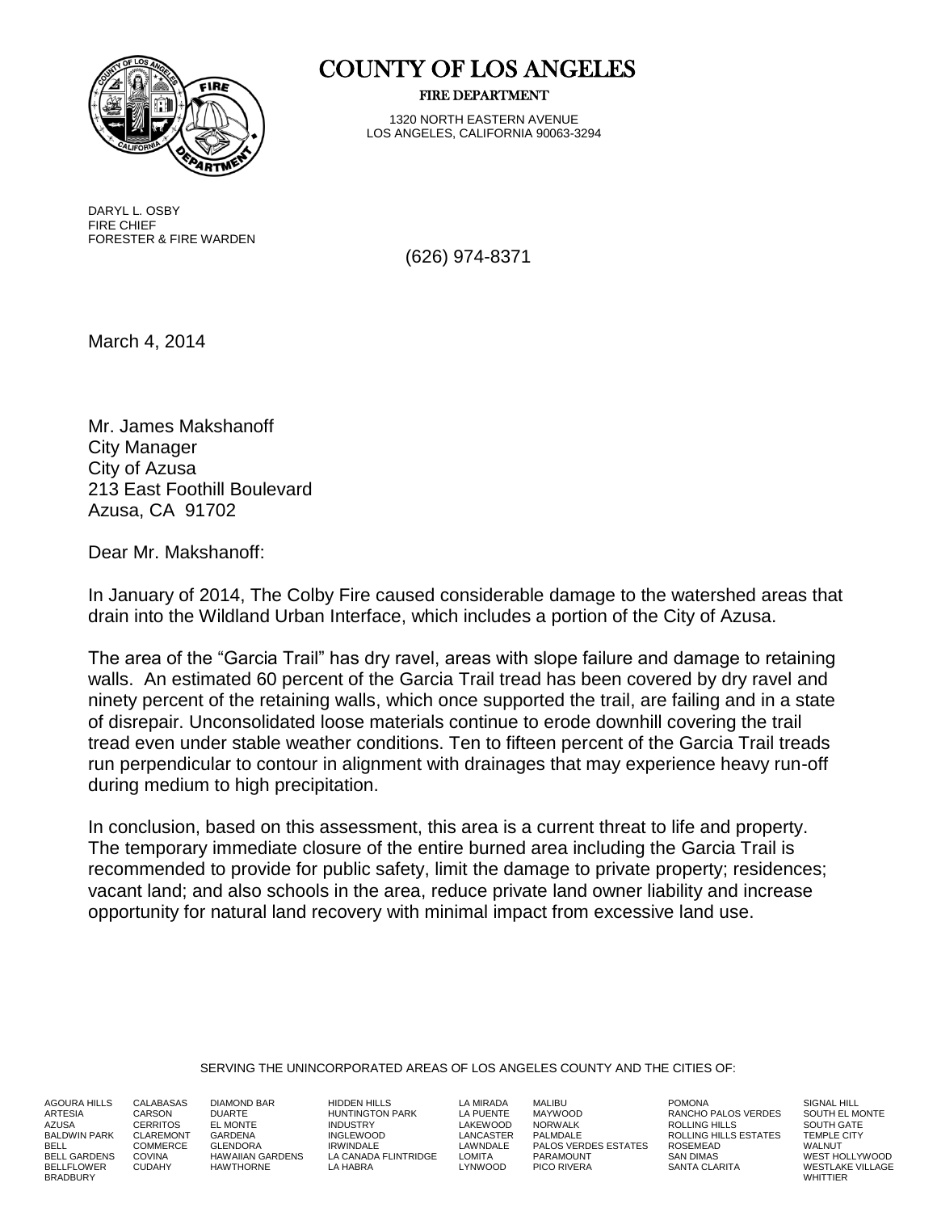# COUNTY OF LOS ANGELES

**FIRE DEPARTMENT**

1320 NORTH EASTERN AVENUE
LOS ANGELES, CALIFORNIA 90063-3294

DARYL L. OSBY
FIRE CHIEF
FORESTER & FIRE WARDEN

(626) 974-8371

March 4, 2014

Mr. James Makshanoff
City Manager
City of Azusa
213 East Foothill Boulevard
Azusa, CA 91702

Dear Mr. Makshanoff:

In January of 2014, The Colby Fire caused considerable damage to the watershed areas that drain into the Wildland Urban Interface, which includes a portion of the City of Azusa.

The area of the "Garcia Trail" has dry ravel, areas with slope failure and damage to retaining walls. An estimated 60 percent of the Garcia Trail tread has been covered by dry ravel and ninety percent of the retaining walls, which once supported the trail, are failing and in a state of disrepair. Unconsolidated loose materials continue to erode downhill covering the trail tread even under stable weather conditions. Ten to fifteen percent of the Garcia Trail treads run perpendicular to contour in alignment with drainages that may experience heavy run-off during medium to high precipitation.

In conclusion, based on this assessment, this area is a current threat to life and property. The temporary immediate closure of the entire burned area including the Garcia Trail is recommended to provide for public safety, limit the damage to private property; residences; vacant land; and also schools in the area, reduce private land owner liability and increase opportunity for natural land recovery with minimal impact from excessive land use.

SERVING THE UNINCORPORATED AREAS OF LOS ANGELES COUNTY AND THE CITIES OF:

AGOURA HILLS, ARTESIA, AZUSA, BALDWIN PARK, BELL, BELL GARDENS, BELLFLOWER, BRADBURY, CALABASAS, CARSON, CERRITOS, CLAREMONT, COMMERCE, COVINA, CUDAHY, DIAMOND BAR, DUARTE, EL MONTE, GARDENA, GLENDORA, HAWAIIAN GARDENS, HAWTHORNE, HIDDEN HILLS, HUNTINGTON PARK, INDUSTRY, INGLEWOOD, IRWINDALE, LA CANADA FLINTRIDGE, LA HABRA, LA MIRADA, LA PUENTE, LAKEWOOD, LANCASTER, LAWNDALE, LOMITA, LYNWOOD, MALIBU, MAYWOOD, NORWALK, PALMDALE, PALOS VERDES ESTATES, PARAMOUNT, PICO RIVERA, POMONA, RANCHO PALOS VERDES, ROLLING HILLS, ROLLING HILLS ESTATES, ROSEMEAD, SAN DIMAS, SANTA CLARITA, SIGNAL HILL, SOUTH EL MONTE, SOUTH GATE, TEMPLE CITY, WALNUT, WEST HOLLYWOOD, WESTLAKE VILLAGE, WHITTIER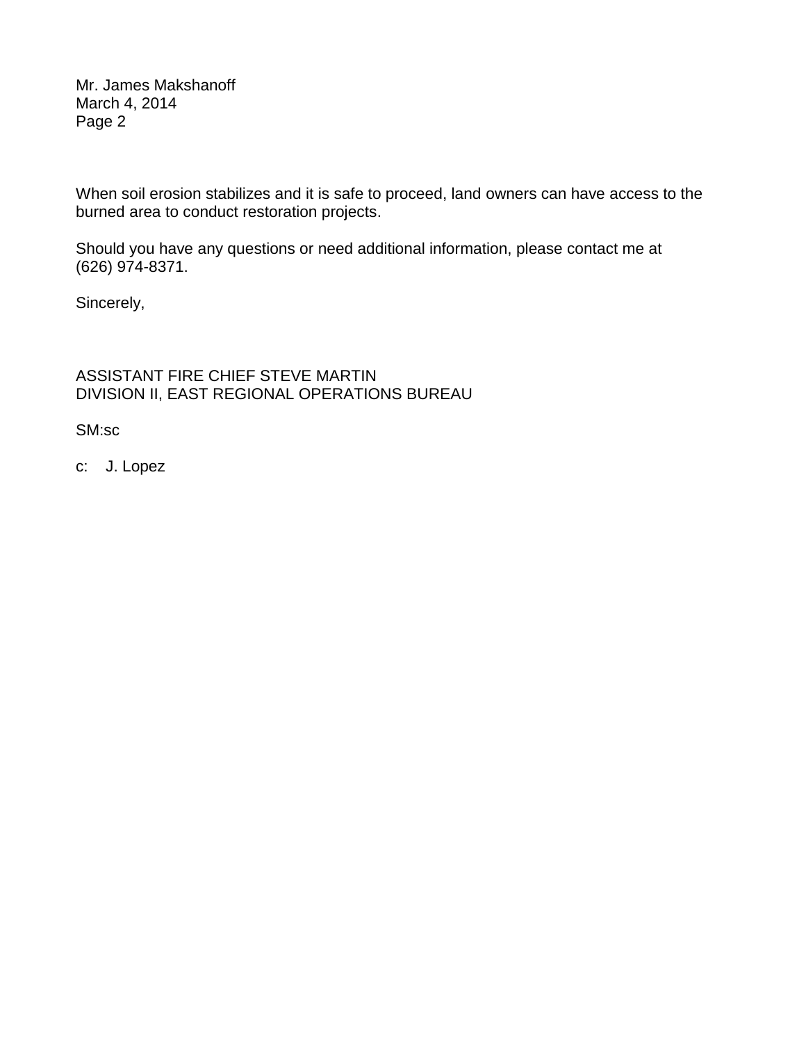When soil erosion stabilizes and it is safe to proceed, land owners can have access to the burned area to conduct restoration projects.

Should you have any questions or need additional information, please contact me at (626) 974-8371.

Sincerely,

ASSISTANT FIRE CHIEF STEVE MARTIN
DIVISION II, EAST REGIONAL OPERATIONS BUREAU

SM:sc

c: J. Lopez